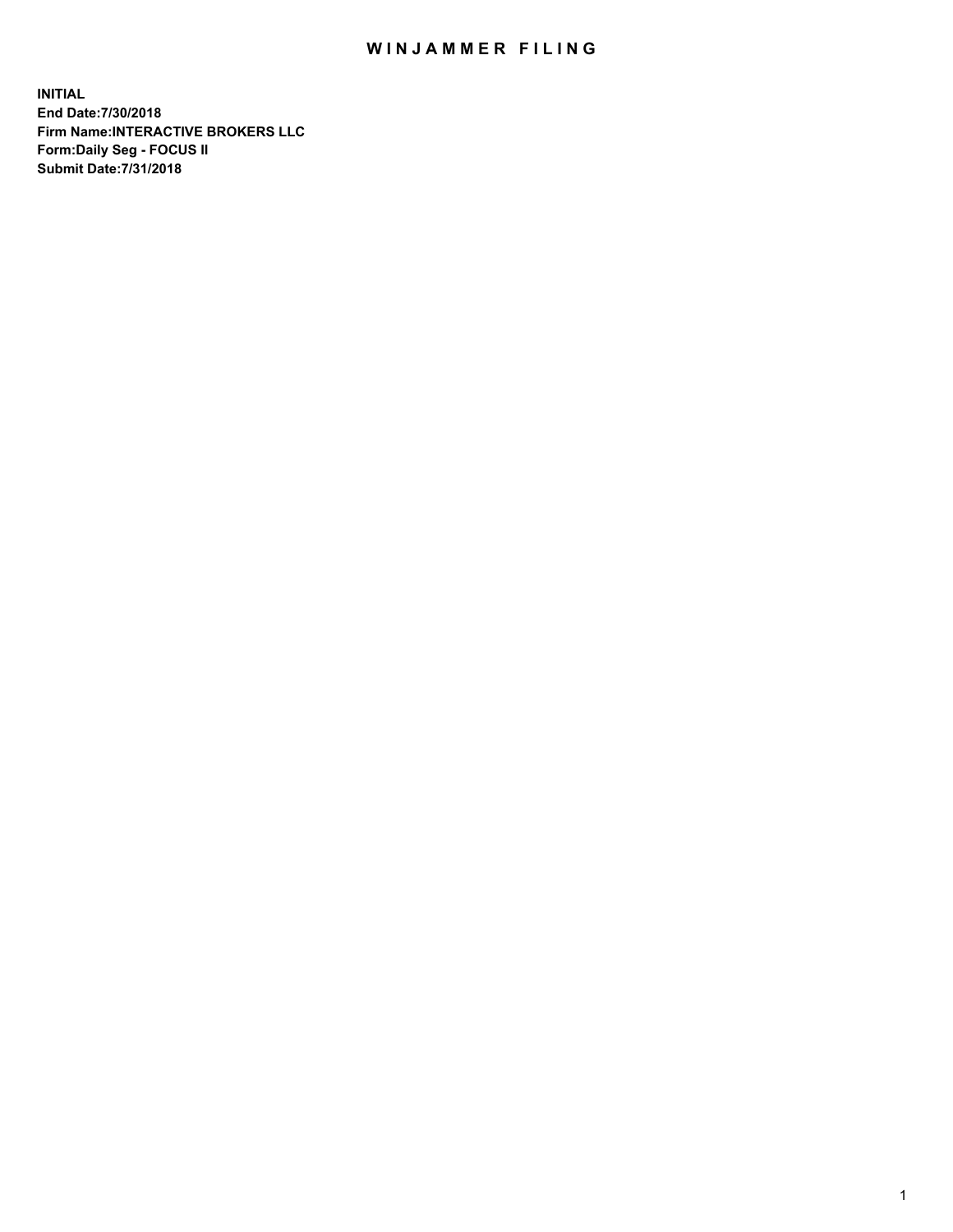# WINJAMMER FILING

**INITIAL**
**End Date:7/30/2018**
**Firm Name:INTERACTIVE BROKERS LLC**
**Form:Daily Seg - FOCUS II**
**Submit Date:7/31/2018**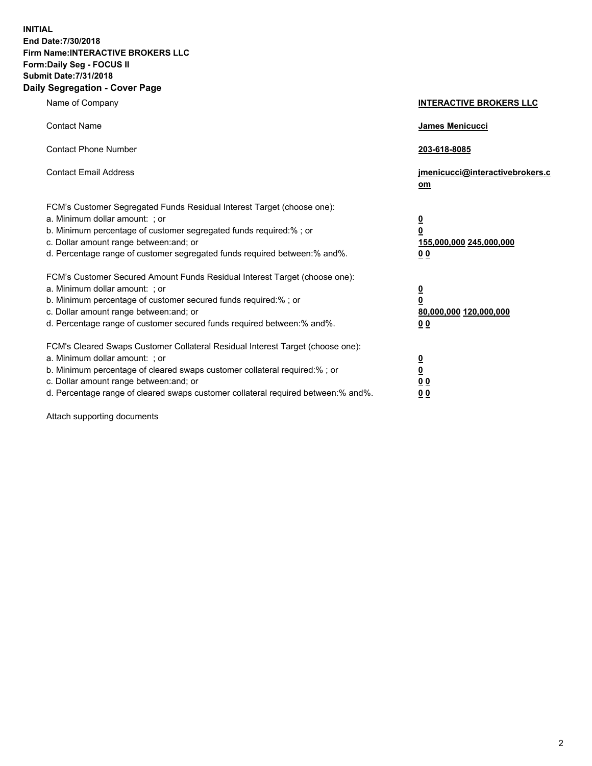**INITIAL**
**End Date:7/30/2018**
**Firm Name:INTERACTIVE BROKERS LLC**
**Form:Daily Seg - FOCUS II**
**Submit Date:7/31/2018**

## Daily Segregation - Cover Page

| | |
|---|---|
| Name of Company | **INTERACTIVE BROKERS LLC** |
| Contact Name | **James Menicucci** |
| Contact Phone Number | **203-618-8085** |
| Contact Email Address | **jmenicucci@interactivebrokers.com** |

FCM's Customer Segregated Funds Residual Interest Target (choose one):

| | |
|---|---|
| a. Minimum dollar amount: ; or | **0** |
| b. Minimum percentage of customer segregated funds required:% ; or | **0** |
| c. Dollar amount range between:and; or | **155,000,000 245,000,000** |
| d. Percentage range of customer segregated funds required between:% and%. | **0 0** |

FCM's Customer Secured Amount Funds Residual Interest Target (choose one):

| | |
|---|---|
| a. Minimum dollar amount: ; or | **0** |
| b. Minimum percentage of customer secured funds required:% ; or | **0** |
| c. Dollar amount range between:and; or | **80,000,000 120,000,000** |
| d. Percentage range of customer secured funds required between:% and%. | **0 0** |

FCM's Cleared Swaps Customer Collateral Residual Interest Target (choose one):

| | |
|---|---|
| a. Minimum dollar amount: ; or | **0** |
| b. Minimum percentage of cleared swaps customer collateral required:% ; or | **0** |
| c. Dollar amount range between:and; or | **0 0** |
| d. Percentage range of cleared swaps customer collateral required between:% and%. | **0 0** |

Attach supporting documents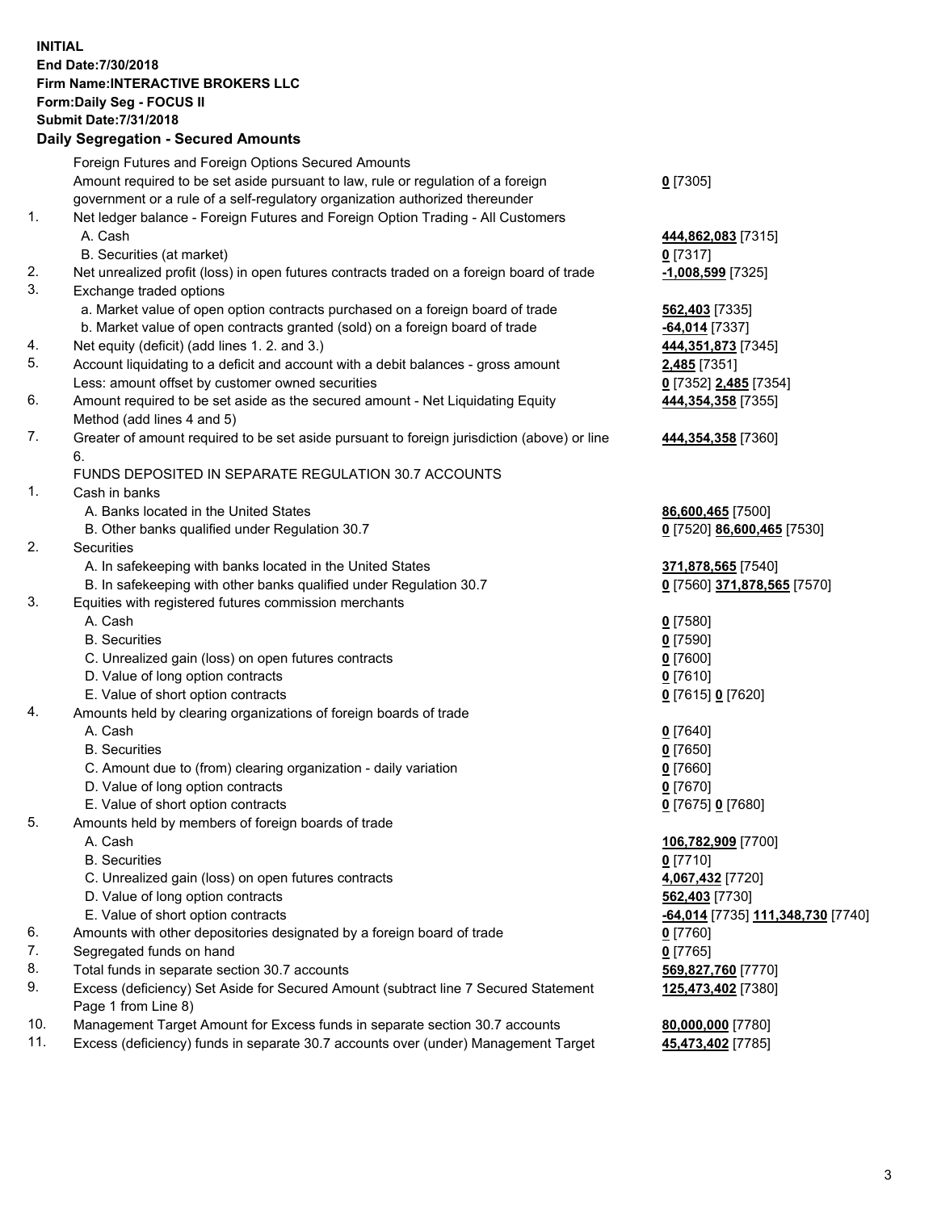**INITIAL**
**End Date:7/30/2018**
**Firm Name:INTERACTIVE BROKERS LLC**
**Form:Daily Seg - FOCUS II**
**Submit Date:7/31/2018**

**Daily Segregation - Secured Amounts**

| | | |
|---|---|---|
| | Foreign Futures and Foreign Options Secured Amounts | |
| | Amount required to be set aside pursuant to law, rule or regulation of a foreign government or a rule of a self-regulatory organization authorized thereunder | **0** [7305] |
| 1. | Net ledger balance - Foreign Futures and Foreign Option Trading - All Customers | |
| | A. Cash | **444,862,083** [7315] |
| | B. Securities (at market) | **0** [7317] |
| 2. | Net unrealized profit (loss) in open futures contracts traded on a foreign board of trade | **-1,008,599** [7325] |
| 3. | Exchange traded options | |
| | a. Market value of open option contracts purchased on a foreign board of trade | **562,403** [7335] |
| | b. Market value of open contracts granted (sold) on a foreign board of trade | **-64,014** [7337] |
| 4. | Net equity (deficit) (add lines 1. 2. and 3.) | **444,351,873** [7345] |
| 5. | Account liquidating to a deficit and account with a debit balances - gross amount | **2,485** [7351] |
| | Less: amount offset by customer owned securities | **0** [7352] **2,485** [7354] |
| 6. | Amount required to be set aside as the secured amount - Net Liquidating Equity Method (add lines 4 and 5) | **444,354,358** [7355] |
| 7. | Greater of amount required to be set aside pursuant to foreign jurisdiction (above) or line 6. | **444,354,358** [7360] |
| | FUNDS DEPOSITED IN SEPARATE REGULATION 30.7 ACCOUNTS | |
| 1. | Cash in banks | |
| | A. Banks located in the United States | **86,600,465** [7500] |
| | B. Other banks qualified under Regulation 30.7 | **0** [7520] **86,600,465** [7530] |
| 2. | Securities | |
| | A. In safekeeping with banks located in the United States | **371,878,565** [7540] |
| | B. In safekeeping with other banks qualified under Regulation 30.7 | **0** [7560] **371,878,565** [7570] |
| 3. | Equities with registered futures commission merchants | |
| | A. Cash | **0** [7580] |
| | B. Securities | **0** [7590] |
| | C. Unrealized gain (loss) on open futures contracts | **0** [7600] |
| | D. Value of long option contracts | **0** [7610] |
| | E. Value of short option contracts | **0** [7615] **0** [7620] |
| 4. | Amounts held by clearing organizations of foreign boards of trade | |
| | A. Cash | **0** [7640] |
| | B. Securities | **0** [7650] |
| | C. Amount due to (from) clearing organization - daily variation | **0** [7660] |
| | D. Value of long option contracts | **0** [7670] |
| | E. Value of short option contracts | **0** [7675] **0** [7680] |
| 5. | Amounts held by members of foreign boards of trade | |
| | A. Cash | **106,782,909** [7700] |
| | B. Securities | **0** [7710] |
| | C. Unrealized gain (loss) on open futures contracts | **4,067,432** [7720] |
| | D. Value of long option contracts | **562,403** [7730] |
| | E. Value of short option contracts | **-64,014** [7735] **111,348,730** [7740] |
| 6. | Amounts with other depositories designated by a foreign board of trade | **0** [7760] |
| 7. | Segregated funds on hand | **0** [7765] |
| 8. | Total funds in separate section 30.7 accounts | **569,827,760** [7770] |
| 9. | Excess (deficiency) Set Aside for Secured Amount (subtract line 7 Secured Statement Page 1 from Line 8) | **125,473,402** [7380] |
| 10. | Management Target Amount for Excess funds in separate section 30.7 accounts | **80,000,000** [7780] |
| 11. | Excess (deficiency) funds in separate 30.7 accounts over (under) Management Target | **45,473,402** [7785] |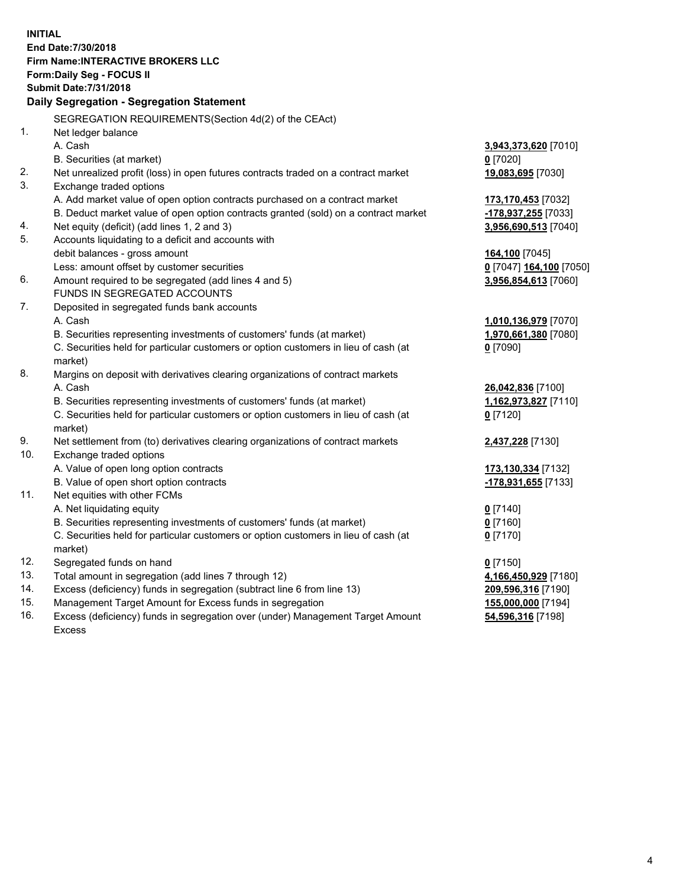**INITIAL**
**End Date:7/30/2018**
**Firm Name:INTERACTIVE BROKERS LLC**
**Form:Daily Seg - FOCUS II**
**Submit Date:7/31/2018**
**Daily Segregation - Segregation Statement**

SEGREGATION REQUIREMENTS(Section 4d(2) of the CEAct)

| | | |
|---|---|---|
| 1. | Net ledger balance | |
| | A. Cash | **3,943,373,620** [7010] |
| | B. Securities (at market) | **0** [7020] |
| 2. | Net unrealized profit (loss) in open futures contracts traded on a contract market | **19,083,695** [7030] |
| 3. | Exchange traded options | |
| | A. Add market value of open option contracts purchased on a contract market | **173,170,453** [7032] |
| | B. Deduct market value of open option contracts granted (sold) on a contract market | **-178,937,255** [7033] |
| 4. | Net equity (deficit) (add lines 1, 2 and 3) | **3,956,690,513** [7040] |
| 5. | Accounts liquidating to a deficit and accounts with debit balances - gross amount | **164,100** [7045] |
| | Less: amount offset by customer securities | **0** [7047] **164,100** [7050] |
| 6. | Amount required to be segregated (add lines 4 and 5) | **3,956,854,613** [7060] |
| | FUNDS IN SEGREGATED ACCOUNTS | |
| 7. | Deposited in segregated funds bank accounts | |
| | A. Cash | **1,010,136,979** [7070] |
| | B. Securities representing investments of customers' funds (at market) | **1,970,661,380** [7080] |
| | C. Securities held for particular customers or option customers in lieu of cash (at market) | **0** [7090] |
| 8. | Margins on deposit with derivatives clearing organizations of contract markets | |
| | A. Cash | **26,042,836** [7100] |
| | B. Securities representing investments of customers' funds (at market) | **1,162,973,827** [7110] |
| | C. Securities held for particular customers or option customers in lieu of cash (at market) | **0** [7120] |
| 9. | Net settlement from (to) derivatives clearing organizations of contract markets | **2,437,228** [7130] |
| 10. | Exchange traded options | |
| | A. Value of open long option contracts | **173,130,334** [7132] |
| | B. Value of open short option contracts | **-178,931,655** [7133] |
| 11. | Net equities with other FCMs | |
| | A. Net liquidating equity | **0** [7140] |
| | B. Securities representing investments of customers' funds (at market) | **0** [7160] |
| | C. Securities held for particular customers or option customers in lieu of cash (at market) | **0** [7170] |
| 12. | Segregated funds on hand | **0** [7150] |
| 13. | Total amount in segregation (add lines 7 through 12) | **4,166,450,929** [7180] |
| 14. | Excess (deficiency) funds in segregation (subtract line 6 from line 13) | **209,596,316** [7190] |
| 15. | Management Target Amount for Excess funds in segregation | **155,000,000** [7194] |
| 16. | Excess (deficiency) funds in segregation over (under) Management Target Amount Excess | **54,596,316** [7198] |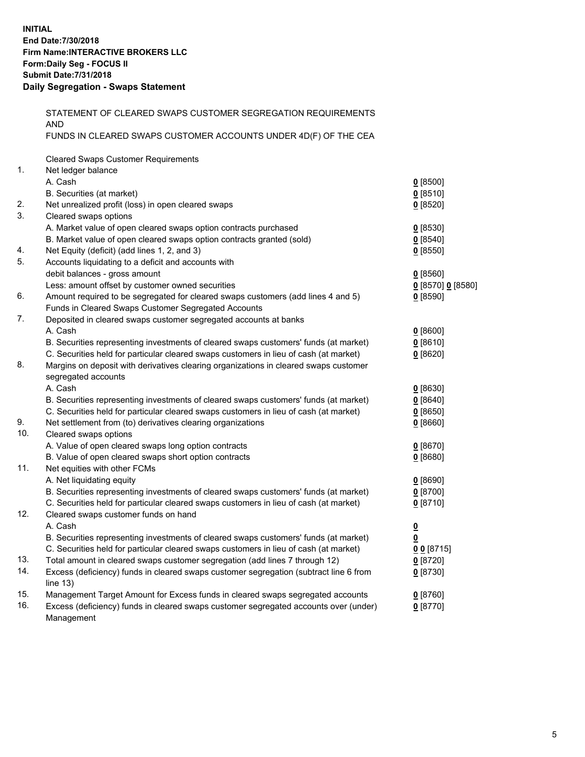**INITIAL**
**End Date:7/30/2018**
**Firm Name:INTERACTIVE BROKERS LLC**
**Form:Daily Seg - FOCUS II**
**Submit Date:7/31/2018**
**Daily Segregation - Swaps Statement**

STATEMENT OF CLEARED SWAPS CUSTOMER SEGREGATION REQUIREMENTS AND FUNDS IN CLEARED SWAPS CUSTOMER ACCOUNTS UNDER 4D(F) OF THE CEA

| | | |
|---|---|---|
| | Cleared Swaps Customer Requirements | |
| 1. | Net ledger balance | |
| | A. Cash | 0 [8500] |
| | B. Securities (at market) | 0 [8510] |
| 2. | Net unrealized profit (loss) in open cleared swaps | 0 [8520] |
| 3. | Cleared swaps options | |
| | A. Market value of open cleared swaps option contracts purchased | 0 [8530] |
| | B. Market value of open cleared swaps option contracts granted (sold) | 0 [8540] |
| 4. | Net Equity (deficit) (add lines 1, 2, and 3) | 0 [8550] |
| 5. | Accounts liquidating to a deficit and accounts with | |
| | debit balances - gross amount | 0 [8560] |
| | Less: amount offset by customer owned securities | 0 [8570] 0 [8580] |
| 6. | Amount required to be segregated for cleared swaps customers (add lines 4 and 5) | 0 [8590] |
| | Funds in Cleared Swaps Customer Segregated Accounts | |
| 7. | Deposited in cleared swaps customer segregated accounts at banks | |
| | A. Cash | 0 [8600] |
| | B. Securities representing investments of cleared swaps customers' funds (at market) | 0 [8610] |
| | C. Securities held for particular cleared swaps customers in lieu of cash (at market) | 0 [8620] |
| 8. | Margins on deposit with derivatives clearing organizations in cleared swaps customer segregated accounts | |
| | A. Cash | 0 [8630] |
| | B. Securities representing investments of cleared swaps customers' funds (at market) | 0 [8640] |
| | C. Securities held for particular cleared swaps customers in lieu of cash (at market) | 0 [8650] |
| 9. | Net settlement from (to) derivatives clearing organizations | 0 [8660] |
| 10. | Cleared swaps options | |
| | A. Value of open cleared swaps long option contracts | 0 [8670] |
| | B. Value of open cleared swaps short option contracts | 0 [8680] |
| 11. | Net equities with other FCMs | |
| | A. Net liquidating equity | 0 [8690] |
| | B. Securities representing investments of cleared swaps customers' funds (at market) | 0 [8700] |
| | C. Securities held for particular cleared swaps customers in lieu of cash (at market) | 0 [8710] |
| 12. | Cleared swaps customer funds on hand | |
| | A. Cash | 0 |
| | B. Securities representing investments of cleared swaps customers' funds (at market) | 0 |
| | C. Securities held for particular cleared swaps customers in lieu of cash (at market) | 0 0 [8715] |
| 13. | Total amount in cleared swaps customer segregation (add lines 7 through 12) | 0 [8720] |
| 14. | Excess (deficiency) funds in cleared swaps customer segregation (subtract line 6 from line 13) | 0 [8730] |
| 15. | Management Target Amount for Excess funds in cleared swaps segregated accounts | 0 [8760] |
| 16. | Excess (deficiency) funds in cleared swaps customer segregated accounts over (under) Management | 0 [8770] |